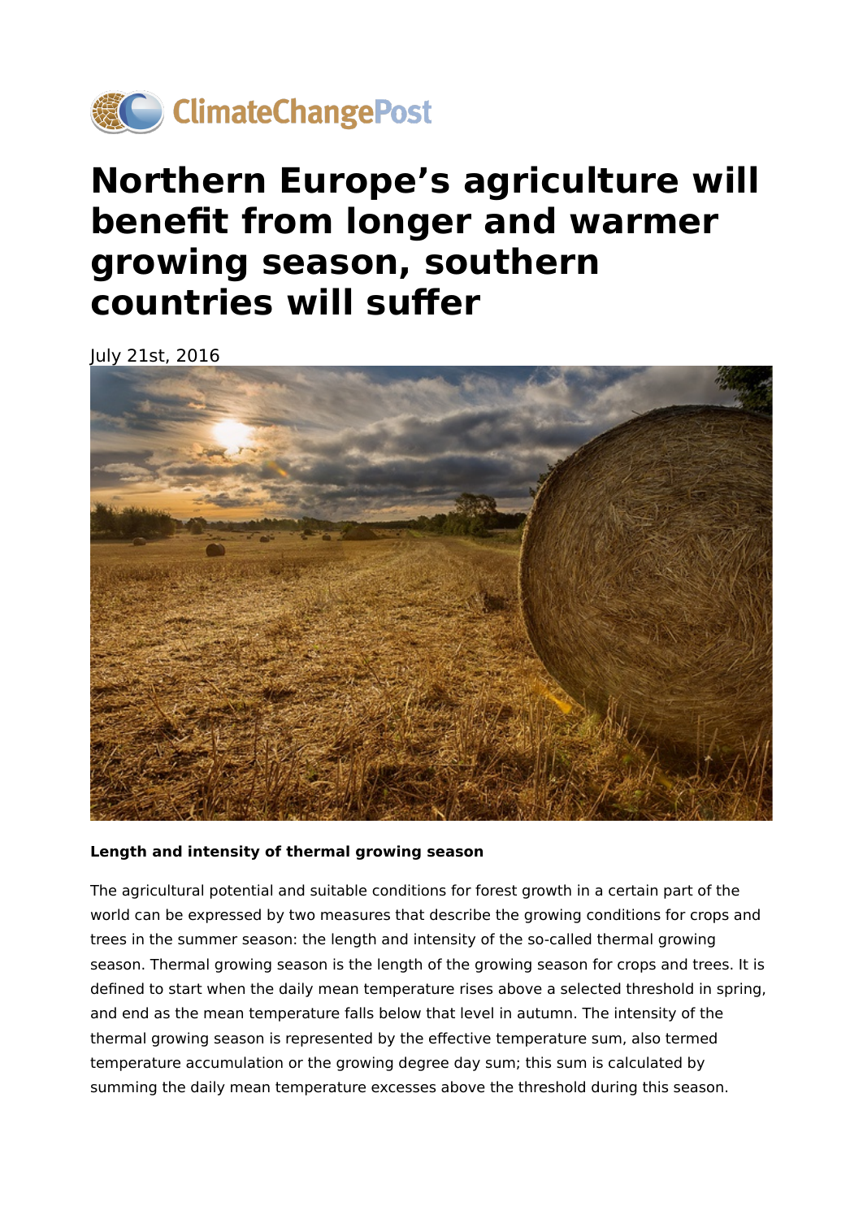ClimateChangePost

# Northern Europe's agriculture will benefit from longer and warmer growing season, southern countries will suffer

July 21st, 2016

**Length and intensity of thermal growing season**

The agricultural potential and suitable conditions for forest growth in a certain part of the world can be expressed by two measures that describe the growing conditions for crops and trees in the summer season: the length and intensity of the so-called thermal growing season. Thermal growing season is the length of the growing season for crops and trees. It is defined to start when the daily mean temperature rises above a selected threshold in spring, and end as the mean temperature falls below that level in autumn. The intensity of the thermal growing season is represented by the effective temperature sum, also termed temperature accumulation or the growing degree day sum; this sum is calculated by summing the daily mean temperature excesses above the threshold during this season.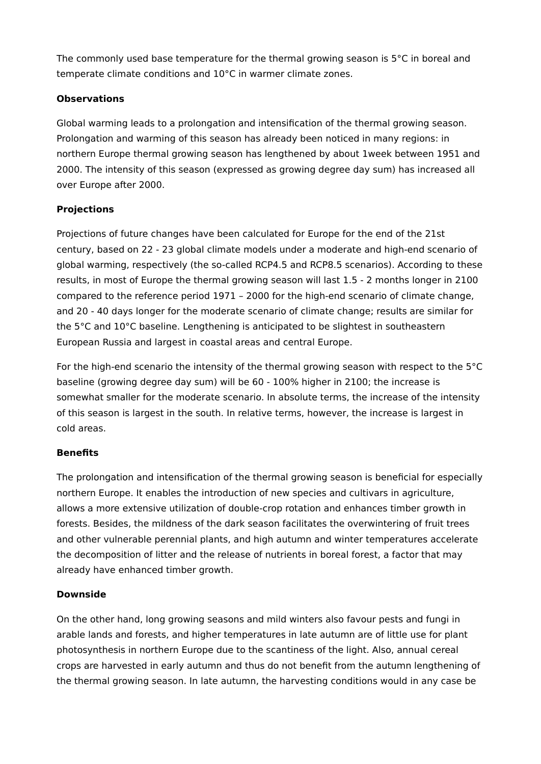The commonly used base temperature for the thermal growing season is 5°C in boreal and temperate climate conditions and 10°C in warmer climate zones.

**Observations**

Global warming leads to a prolongation and intensification of the thermal growing season. Prolongation and warming of this season has already been noticed in many regions: in northern Europe thermal growing season has lengthened by about 1week between 1951 and 2000. The intensity of this season (expressed as growing degree day sum) has increased all over Europe after 2000.

**Projections**

Projections of future changes have been calculated for Europe for the end of the 21st century, based on 22 - 23 global climate models under a moderate and high-end scenario of global warming, respectively (the so-called RCP4.5 and RCP8.5 scenarios). According to these results, in most of Europe the thermal growing season will last 1.5 - 2 months longer in 2100 compared to the reference period 1971 – 2000 for the high-end scenario of climate change, and 20 - 40 days longer for the moderate scenario of climate change; results are similar for the 5°C and 10°C baseline. Lengthening is anticipated to be slightest in southeastern European Russia and largest in coastal areas and central Europe.

For the high-end scenario the intensity of the thermal growing season with respect to the 5°C baseline (growing degree day sum) will be 60 - 100% higher in 2100; the increase is somewhat smaller for the moderate scenario. In absolute terms, the increase of the intensity of this season is largest in the south. In relative terms, however, the increase is largest in cold areas.

**Benefits**

The prolongation and intensification of the thermal growing season is beneficial for especially northern Europe. It enables the introduction of new species and cultivars in agriculture, allows a more extensive utilization of double-crop rotation and enhances timber growth in forests. Besides, the mildness of the dark season facilitates the overwintering of fruit trees and other vulnerable perennial plants, and high autumn and winter temperatures accelerate the decomposition of litter and the release of nutrients in boreal forest, a factor that may already have enhanced timber growth.

**Downside**

On the other hand, long growing seasons and mild winters also favour pests and fungi in arable lands and forests, and higher temperatures in late autumn are of little use for plant photosynthesis in northern Europe due to the scantiness of the light. Also, annual cereal crops are harvested in early autumn and thus do not benefit from the autumn lengthening of the thermal growing season. In late autumn, the harvesting conditions would in any case be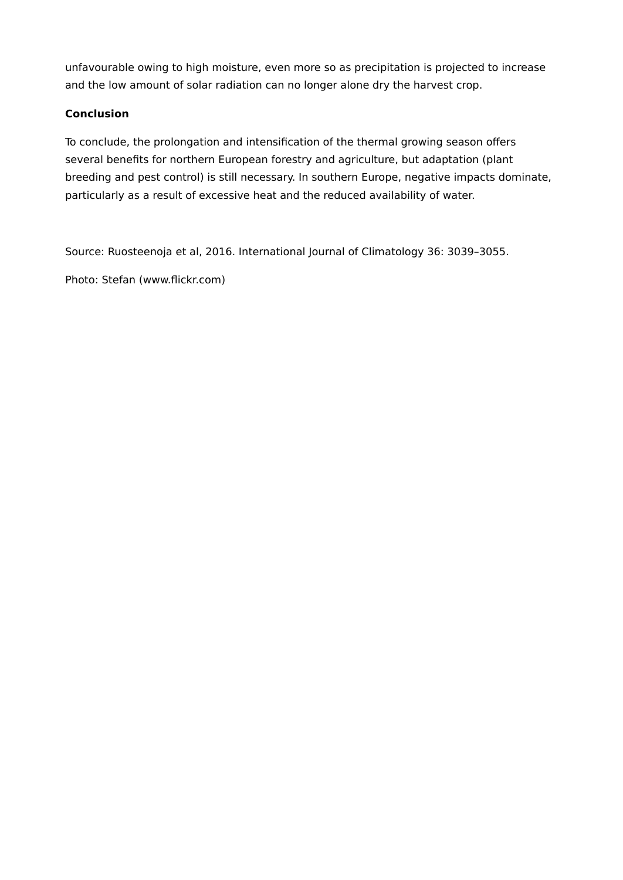unfavourable owing to high moisture, even more so as precipitation is projected to increase and the low amount of solar radiation can no longer alone dry the harvest crop.

**Conclusion**

To conclude, the prolongation and intensification of the thermal growing season offers several benefits for northern European forestry and agriculture, but adaptation (plant breeding and pest control) is still necessary. In southern Europe, negative impacts dominate, particularly as a result of excessive heat and the reduced availability of water.

Source: Ruosteenoja et al, 2016. International Journal of Climatology 36: 3039–3055.

Photo: Stefan (www.flickr.com)